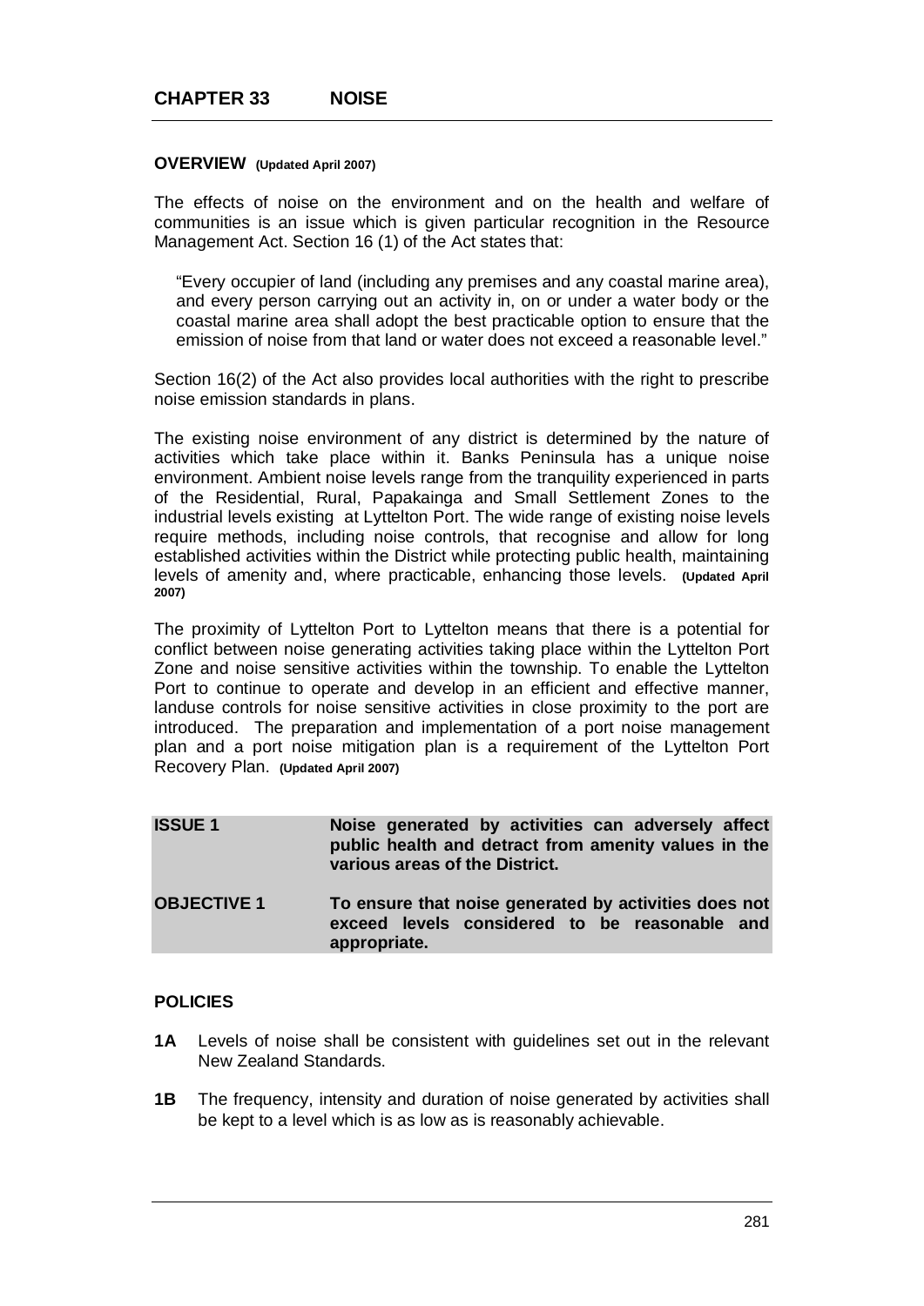# CHAPTER 33 NOISE

## OVERVIEW (Updated April 2007)

The effects of noise on the environment and on the health and welfare of communities is an issue which is given particular recognition in the Resource Management Act. Section 16 (1) of the Act states that:

> "Every occupier of land (including any premises and any coastal marine area), and every person carrying out an activity in, on or under a water body or the coastal marine area shall adopt the best practicable option to ensure that the emission of noise from that land or water does not exceed a reasonable level."

Section 16(2) of the Act also provides local authorities with the right to prescribe noise emission standards in plans.

The existing noise environment of any district is determined by the nature of activities which take place within it. Banks Peninsula has a unique noise environment. Ambient noise levels range from the tranquility experienced in parts of the Residential, Rural, Papakainga and Small Settlement Zones to the industrial levels existing at Lyttelton Port. The wide range of existing noise levels require methods, including noise controls, that recognise and allow for long established activities within the District while protecting public health, maintaining levels of amenity and, where practicable, enhancing those levels. **(Updated April 2007)**

The proximity of Lyttelton Port to Lyttelton means that there is a potential for conflict between noise generating activities taking place within the Lyttelton Port Zone and noise sensitive activities within the township. To enable the Lyttelton Port to continue to operate and develop in an efficient and effective manner, landuse controls for noise sensitive activities in close proximity to the port are introduced. The preparation and implementation of a port noise management plan and a port noise mitigation plan is a requirement of the Lyttelton Port Recovery Plan. **(Updated April 2007)**

| | |
|---|---|
| **ISSUE 1** | **Noise generated by activities can adversely affect public health and detract from amenity values in the various areas of the District.** |
| **OBJECTIVE 1** | **To ensure that noise generated by activities does not exceed levels considered to be reasonable and appropriate.** |

## POLICIES

**1A** Levels of noise shall be consistent with guidelines set out in the relevant New Zealand Standards.

**1B** The frequency, intensity and duration of noise generated by activities shall be kept to a level which is as low as is reasonably achievable.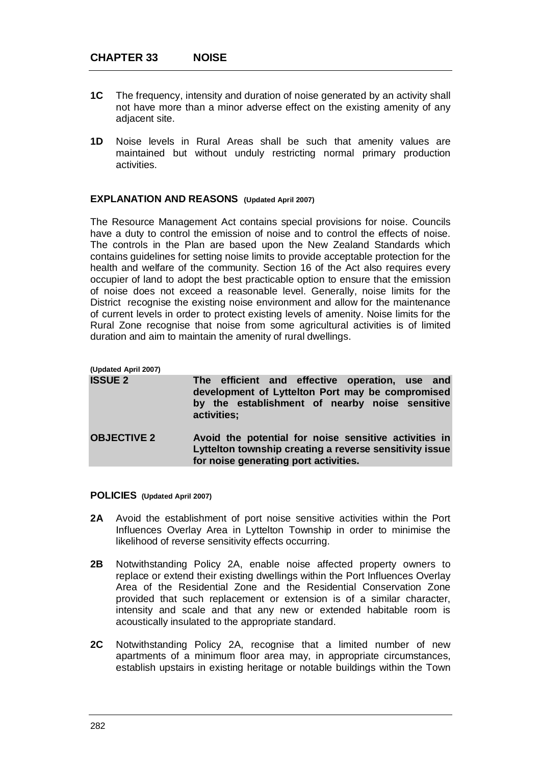- **1C** The frequency, intensity and duration of noise generated by an activity shall not have more than a minor adverse effect on the existing amenity of any adjacent site.

- **1D** Noise levels in Rural Areas shall be such that amenity values are maintained but without unduly restricting normal primary production activities.

**EXPLANATION AND REASONS (Updated April 2007)**

The Resource Management Act contains special provisions for noise. Councils have a duty to control the emission of noise and to control the effects of noise. The controls in the Plan are based upon the New Zealand Standards which contains guidelines for setting noise limits to provide acceptable protection for the health and welfare of the community. Section 16 of the Act also requires every occupier of land to adopt the best practicable option to ensure that the emission of noise does not exceed a reasonable level. Generally, noise limits for the District recognise the existing noise environment and allow for the maintenance of current levels in order to protect existing levels of amenity. Noise limits for the Rural Zone recognise that noise from some agricultural activities is of limited duration and aim to maintain the amenity of rural dwellings.

**(Updated April 2007)**

| | |
|---|---|
| **ISSUE 2** | **The efficient and effective operation, use and development of Lyttelton Port may be compromised by the establishment of nearby noise sensitive activities;** |
| **OBJECTIVE 2** | **Avoid the potential for noise sensitive activities in Lyttelton township creating a reverse sensitivity issue for noise generating port activities.** |

**POLICIES (Updated April 2007)**

- **2A** Avoid the establishment of port noise sensitive activities within the Port Influences Overlay Area in Lyttelton Township in order to minimise the likelihood of reverse sensitivity effects occurring.

- **2B** Notwithstanding Policy 2A, enable noise affected property owners to replace or extend their existing dwellings within the Port Influences Overlay Area of the Residential Zone and the Residential Conservation Zone provided that such replacement or extension is of a similar character, intensity and scale and that any new or extended habitable room is acoustically insulated to the appropriate standard.

- **2C** Notwithstanding Policy 2A, recognise that a limited number of new apartments of a minimum floor area may, in appropriate circumstances, establish upstairs in existing heritage or notable buildings within the Town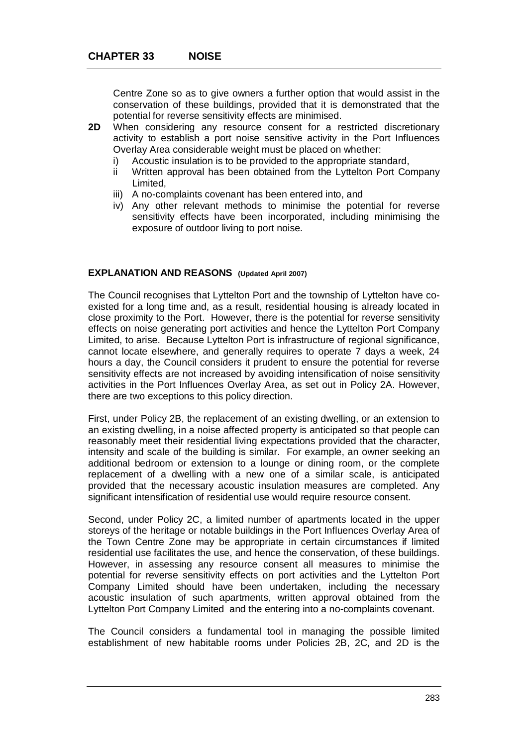Centre Zone so as to give owners a further option that would assist in the conservation of these buildings, provided that it is demonstrated that the potential for reverse sensitivity effects are minimised.

**2D** When considering any resource consent for a restricted discretionary activity to establish a port noise sensitive activity in the Port Influences Overlay Area considerable weight must be placed on whether:

i) Acoustic insulation is to be provided to the appropriate standard,
ii Written approval has been obtained from the Lyttelton Port Company Limited,
iii) A no-complaints covenant has been entered into, and
iv) Any other relevant methods to minimise the potential for reverse sensitivity effects have been incorporated, including minimising the exposure of outdoor living to port noise.

### EXPLANATION AND REASONS (Updated April 2007)

The Council recognises that Lyttelton Port and the township of Lyttelton have co-existed for a long time and, as a result, residential housing is already located in close proximity to the Port. However, there is the potential for reverse sensitivity effects on noise generating port activities and hence the Lyttelton Port Company Limited, to arise. Because Lyttelton Port is infrastructure of regional significance, cannot locate elsewhere, and generally requires to operate 7 days a week, 24 hours a day, the Council considers it prudent to ensure the potential for reverse sensitivity effects are not increased by avoiding intensification of noise sensitivity activities in the Port Influences Overlay Area, as set out in Policy 2A. However, there are two exceptions to this policy direction.

First, under Policy 2B, the replacement of an existing dwelling, or an extension to an existing dwelling, in a noise affected property is anticipated so that people can reasonably meet their residential living expectations provided that the character, intensity and scale of the building is similar. For example, an owner seeking an additional bedroom or extension to a lounge or dining room, or the complete replacement of a dwelling with a new one of a similar scale, is anticipated provided that the necessary acoustic insulation measures are completed. Any significant intensification of residential use would require resource consent.

Second, under Policy 2C, a limited number of apartments located in the upper storeys of the heritage or notable buildings in the Port Influences Overlay Area of the Town Centre Zone may be appropriate in certain circumstances if limited residential use facilitates the use, and hence the conservation, of these buildings. However, in assessing any resource consent all measures to minimise the potential for reverse sensitivity effects on port activities and the Lyttelton Port Company Limited should have been undertaken, including the necessary acoustic insulation of such apartments, written approval obtained from the Lyttelton Port Company Limited and the entering into a no-complaints covenant.

The Council considers a fundamental tool in managing the possible limited establishment of new habitable rooms under Policies 2B, 2C, and 2D is the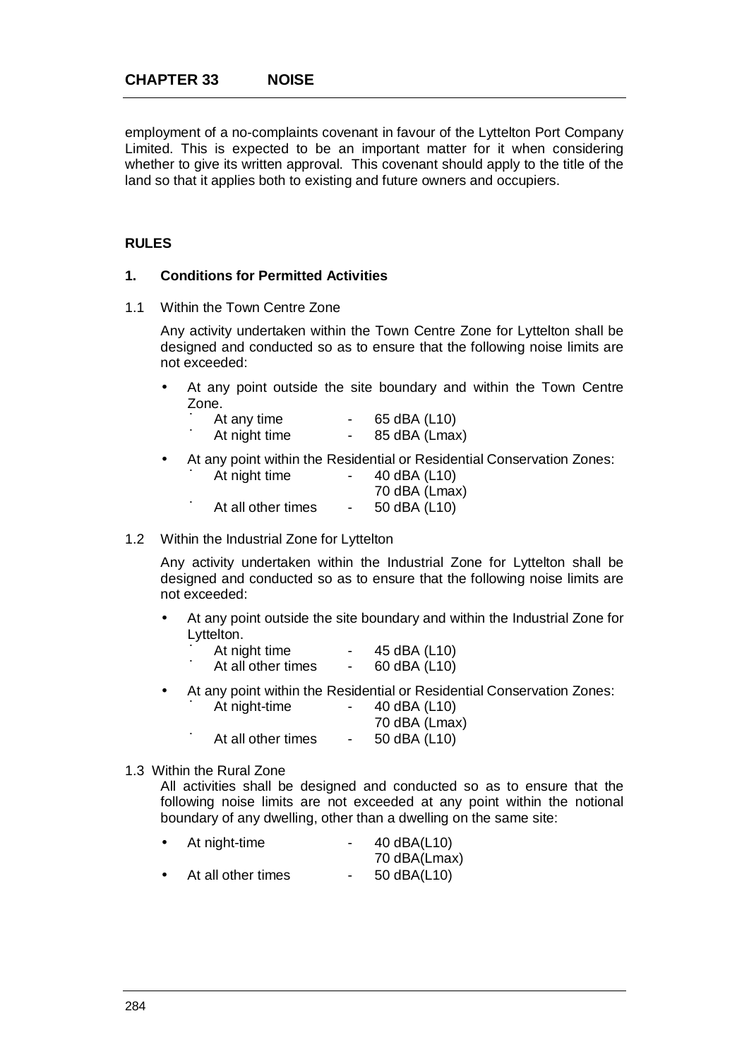employment of a no-complaints covenant in favour of the Lyttelton Port Company Limited. This is expected to be an important matter for it when considering whether to give its written approval. This covenant should apply to the title of the land so that it applies both to existing and future owners and occupiers.

## RULES

### 1. Conditions for Permitted Activities

1.1 Within the Town Centre Zone

Any activity undertaken within the Town Centre Zone for Lyttelton shall be designed and conducted so as to ensure that the following noise limits are not exceeded:

- At any point outside the site boundary and within the Town Centre Zone.
  - At any time - 65 dBA (L10)
  - At night time - 85 dBA (Lmax)
- At any point within the Residential or Residential Conservation Zones:
  - At night time - 40 dBA (L10)  
    70 dBA (Lmax)
  - At all other times - 50 dBA (L10)

1.2 Within the Industrial Zone for Lyttelton

Any activity undertaken within the Industrial Zone for Lyttelton shall be designed and conducted so as to ensure that the following noise limits are not exceeded:

- At any point outside the site boundary and within the Industrial Zone for Lyttelton.
  - At night time - 45 dBA (L10)
  - At all other times - 60 dBA (L10)
- At any point within the Residential or Residential Conservation Zones:
  - At night-time - 40 dBA (L10)  
    70 dBA (Lmax)
  - At all other times - 50 dBA (L10)

1.3 Within the Rural Zone

All activities shall be designed and conducted so as to ensure that the following noise limits are not exceeded at any point within the notional boundary of any dwelling, other than a dwelling on the same site:

- At night-time - 40 dBA(L10)  
  70 dBA(Lmax)
- At all other times - 50 dBA(L10)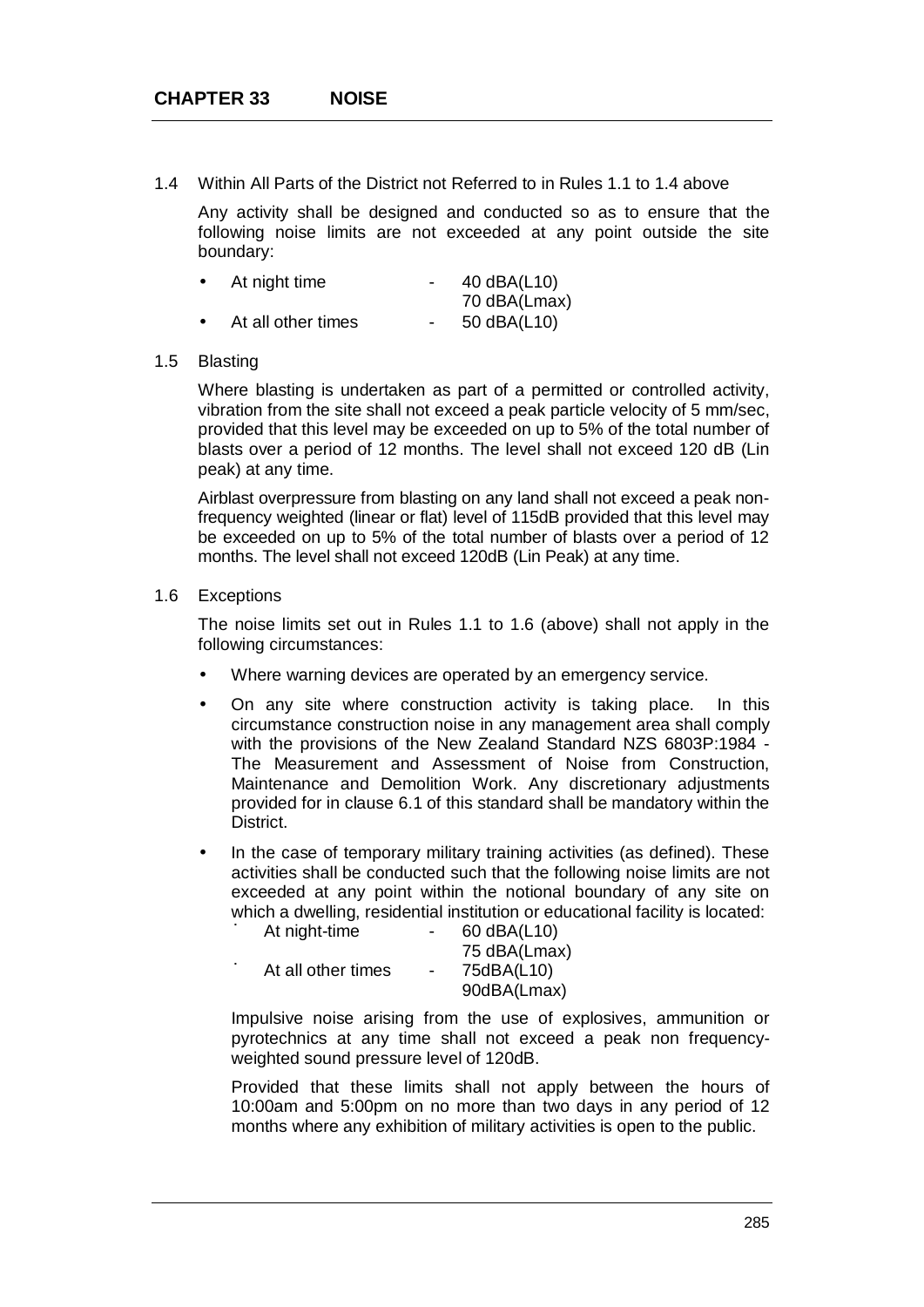1.4 Within All Parts of the District not Referred to in Rules 1.1 to 1.4 above

Any activity shall be designed and conducted so as to ensure that the following noise limits are not exceeded at any point outside the site boundary:

- At night time - 40 dBA(L10)
  70 dBA(Lmax)
- At all other times - 50 dBA(L10)

1.5 Blasting

Where blasting is undertaken as part of a permitted or controlled activity, vibration from the site shall not exceed a peak particle velocity of 5 mm/sec, provided that this level may be exceeded on up to 5% of the total number of blasts over a period of 12 months. The level shall not exceed 120 dB (Lin peak) at any time.

Airblast overpressure from blasting on any land shall not exceed a peak non-frequency weighted (linear or flat) level of 115dB provided that this level may be exceeded on up to 5% of the total number of blasts over a period of 12 months. The level shall not exceed 120dB (Lin Peak) at any time.

1.6 Exceptions

The noise limits set out in Rules 1.1 to 1.6 (above) shall not apply in the following circumstances:

- Where warning devices are operated by an emergency service.
- On any site where construction activity is taking place. In this circumstance construction noise in any management area shall comply with the provisions of the New Zealand Standard NZS 6803P:1984 - The Measurement and Assessment of Noise from Construction, Maintenance and Demolition Work. Any discretionary adjustments provided for in clause 6.1 of this standard shall be mandatory within the District.
- In the case of temporary military training activities (as defined). These activities shall be conducted such that the following noise limits are not exceeded at any point within the notional boundary of any site on which a dwelling, residential institution or educational facility is located:
  - At night-time - 60 dBA(L10)
    75 dBA(Lmax)
  - At all other times - 75dBA(L10)
    90dBA(Lmax)

Impulsive noise arising from the use of explosives, ammunition or pyrotechnics at any time shall not exceed a peak non frequency-weighted sound pressure level of 120dB.

Provided that these limits shall not apply between the hours of 10:00am and 5:00pm on no more than two days in any period of 12 months where any exhibition of military activities is open to the public.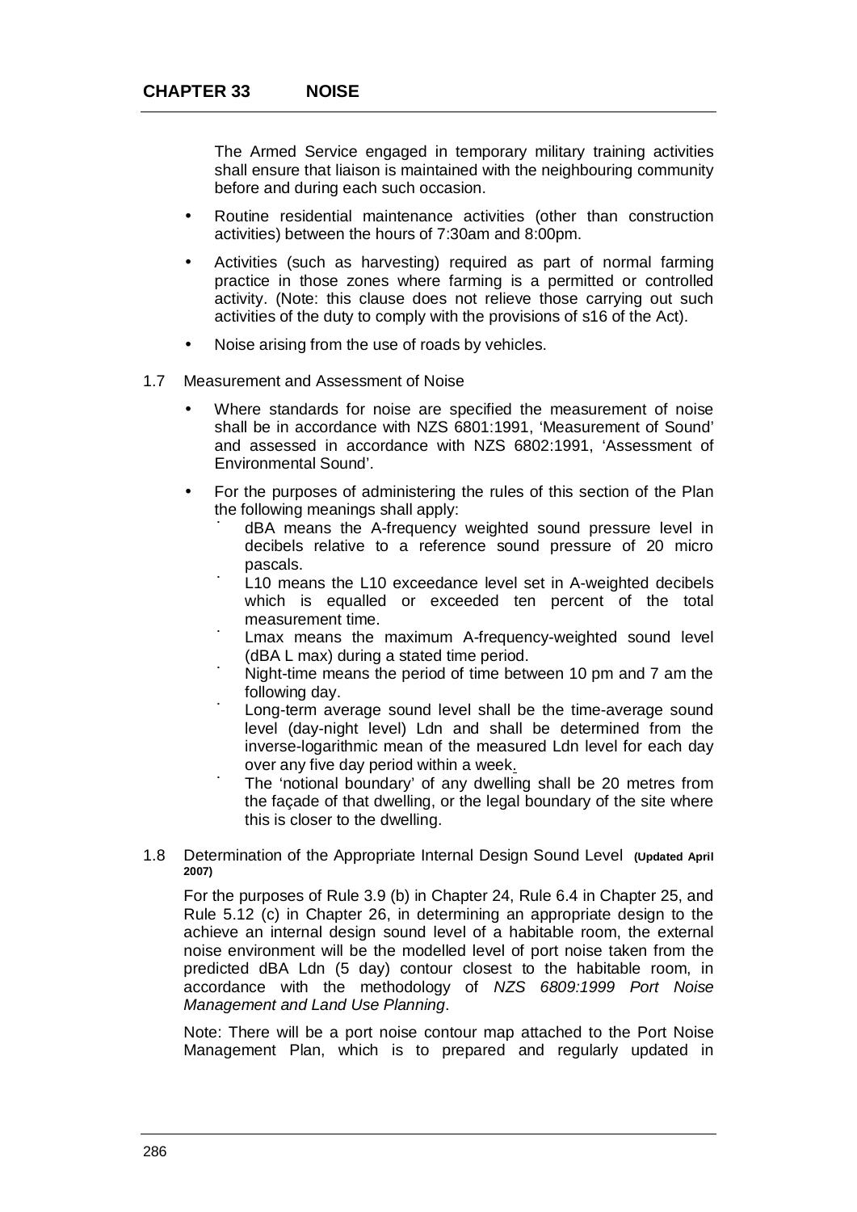The Armed Service engaged in temporary military training activities shall ensure that liaison is maintained with the neighbouring community before and during each such occasion.

- Routine residential maintenance activities (other than construction activities) between the hours of 7:30am and 8:00pm.
- Activities (such as harvesting) required as part of normal farming practice in those zones where farming is a permitted or controlled activity. (Note: this clause does not relieve those carrying out such activities of the duty to comply with the provisions of s16 of the Act).
- Noise arising from the use of roads by vehicles.

1.7 Measurement and Assessment of Noise

- Where standards for noise are specified the measurement of noise shall be in accordance with NZS 6801:1991, 'Measurement of Sound' and assessed in accordance with NZS 6802:1991, 'Assessment of Environmental Sound'.
- For the purposes of administering the rules of this section of the Plan the following meanings shall apply:
  - dBA means the A-frequency weighted sound pressure level in decibels relative to a reference sound pressure of 20 micro pascals.
  - L10 means the L10 exceedance level set in A-weighted decibels which is equalled or exceeded ten percent of the total measurement time.
  - Lmax means the maximum A-frequency-weighted sound level (dBA L max) during a stated time period.
  - Night-time means the period of time between 10 pm and 7 am the following day.
  - Long-term average sound level shall be the time-average sound level (day-night level) Ldn and shall be determined from the inverse-logarithmic mean of the measured Ldn level for each day over any five day period within a week.
  - The 'notional boundary' of any dwelling shall be 20 metres from the façade of that dwelling, or the legal boundary of the site where this is closer to the dwelling.

1.8 Determination of the Appropriate Internal Design Sound Level **(Updated April 2007)**

For the purposes of Rule 3.9 (b) in Chapter 24, Rule 6.4 in Chapter 25, and Rule 5.12 (c) in Chapter 26, in determining an appropriate design to the achieve an internal design sound level of a habitable room, the external noise environment will be the modelled level of port noise taken from the predicted dBA Ldn (5 day) contour closest to the habitable room, in accordance with the methodology of *NZS 6809:1999 Port Noise Management and Land Use Planning*.

Note: There will be a port noise contour map attached to the Port Noise Management Plan, which is to prepared and regularly updated in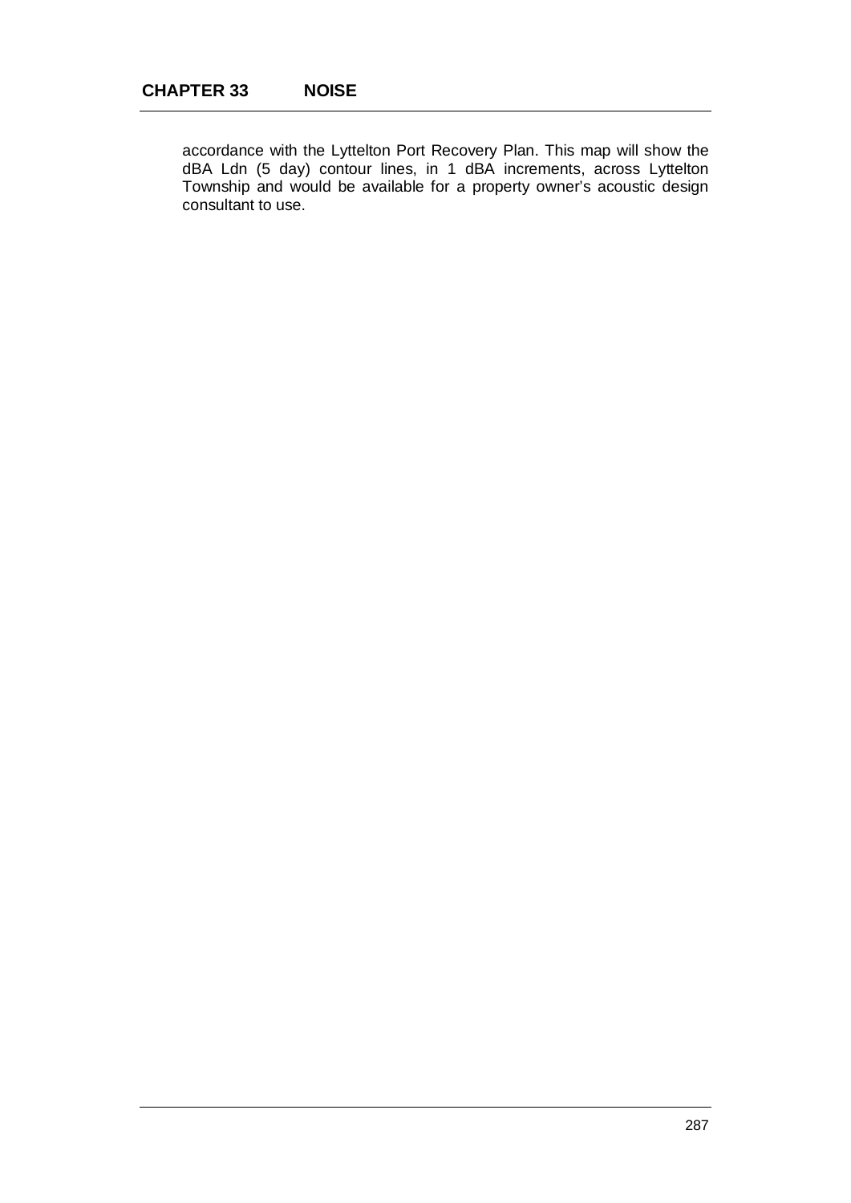accordance with the Lyttelton Port Recovery Plan. This map will show the dBA Ldn (5 day) contour lines, in 1 dBA increments, across Lyttelton Township and would be available for a property owner's acoustic design consultant to use.